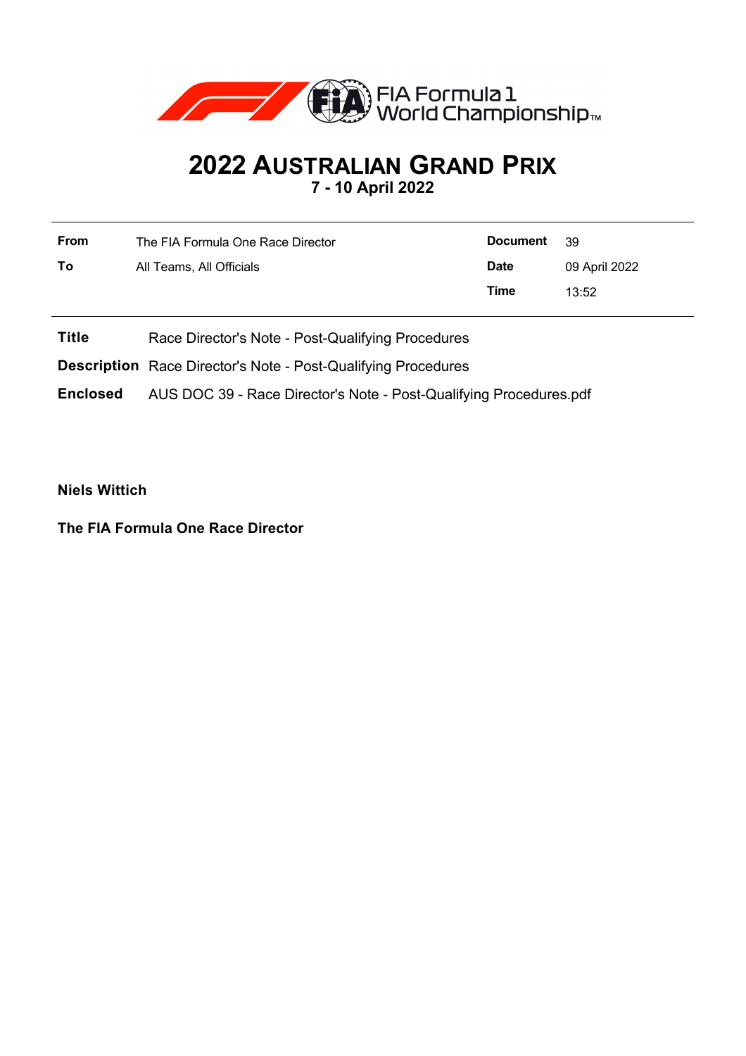# 2022 AUSTRALIAN GRAND PRIX

**7 - 10 April 2022**

| | | | |
|---|---|---|---|
| **From** | The FIA Formula One Race Director | **Document** | 39 |
| **To** | All Teams, All Officials | **Date** | 09 April 2022 |
| | | **Time** | 13:52 |

**Title** Race Director's Note - Post-Qualifying Procedures

**Description** Race Director's Note - Post-Qualifying Procedures

**Enclosed** AUS DOC 39 - Race Director's Note - Post-Qualifying Procedures.pdf

**Niels Wittich**

**The FIA Formula One Race Director**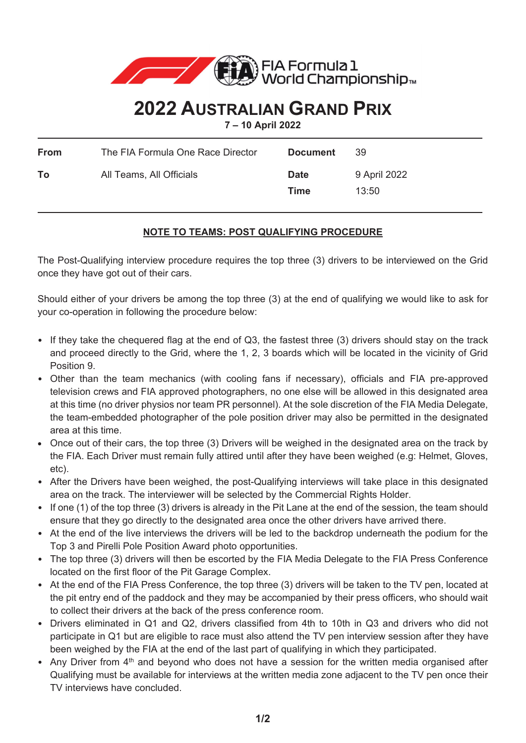# 2022 Australian Grand Prix

**7 – 10 April 2022**

| | | | |
|---|---|---|---|
| **From** | The FIA Formula One Race Director | **Document** | 39 |
| **To** | All Teams, All Officials | **Date** | 9 April 2022 |
| | | **Time** | 13:50 |

## NOTE TO TEAMS: POST QUALIFYING PROCEDURE

The Post-Qualifying interview procedure requires the top three (3) drivers to be interviewed on the Grid once they have got out of their cars.

Should either of your drivers be among the top three (3) at the end of qualifying we would like to ask for your co-operation in following the procedure below:

- If they take the chequered flag at the end of Q3, the fastest three (3) drivers should stay on the track and proceed directly to the Grid, where the 1, 2, 3 boards which will be located in the vicinity of Grid Position 9.
- Other than the team mechanics (with cooling fans if necessary), officials and FIA pre-approved television crews and FIA approved photographers, no one else will be allowed in this designated area at this time (no driver physios nor team PR personnel). At the sole discretion of the FIA Media Delegate, the team-embedded photographer of the pole position driver may also be permitted in the designated area at this time.
- Once out of their cars, the top three (3) Drivers will be weighed in the designated area on the track by the FIA. Each Driver must remain fully attired until after they have been weighed (e.g: Helmet, Gloves, etc).
- After the Drivers have been weighed, the post-Qualifying interviews will take place in this designated area on the track. The interviewer will be selected by the Commercial Rights Holder.
- If one (1) of the top three (3) drivers is already in the Pit Lane at the end of the session, the team should ensure that they go directly to the designated area once the other drivers have arrived there.
- At the end of the live interviews the drivers will be led to the backdrop underneath the podium for the Top 3 and Pirelli Pole Position Award photo opportunities.
- The top three (3) drivers will then be escorted by the FIA Media Delegate to the FIA Press Conference located on the first floor of the Pit Garage Complex.
- At the end of the FIA Press Conference, the top three (3) drivers will be taken to the TV pen, located at the pit entry end of the paddock and they may be accompanied by their press officers, who should wait to collect their drivers at the back of the press conference room.
- Drivers eliminated in Q1 and Q2, drivers classified from 4th to 10th in Q3 and drivers who did not participate in Q1 but are eligible to race must also attend the TV pen interview session after they have been weighed by the FIA at the end of the last part of qualifying in which they participated.
- Any Driver from 4th and beyond who does not have a session for the written media organised after Qualifying must be available for interviews at the written media zone adjacent to the TV pen once their TV interviews have concluded.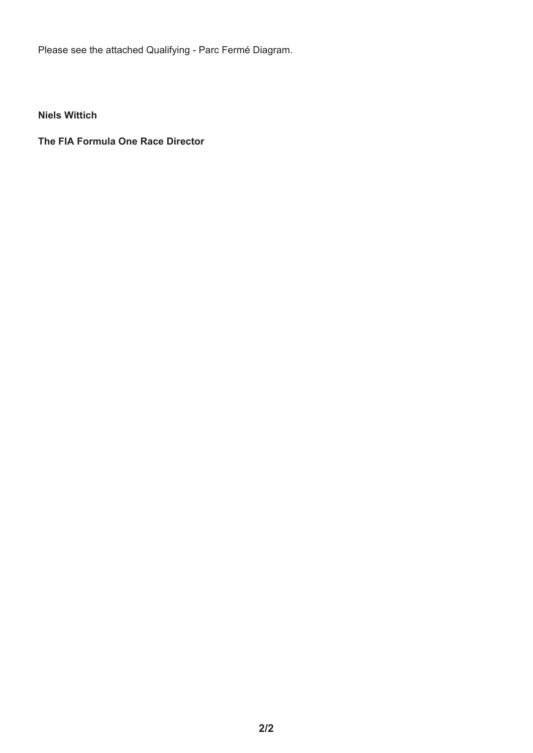Please see the attached Qualifying - Parc Fermé Diagram.

**Niels Wittich**

**The FIA Formula One Race Director**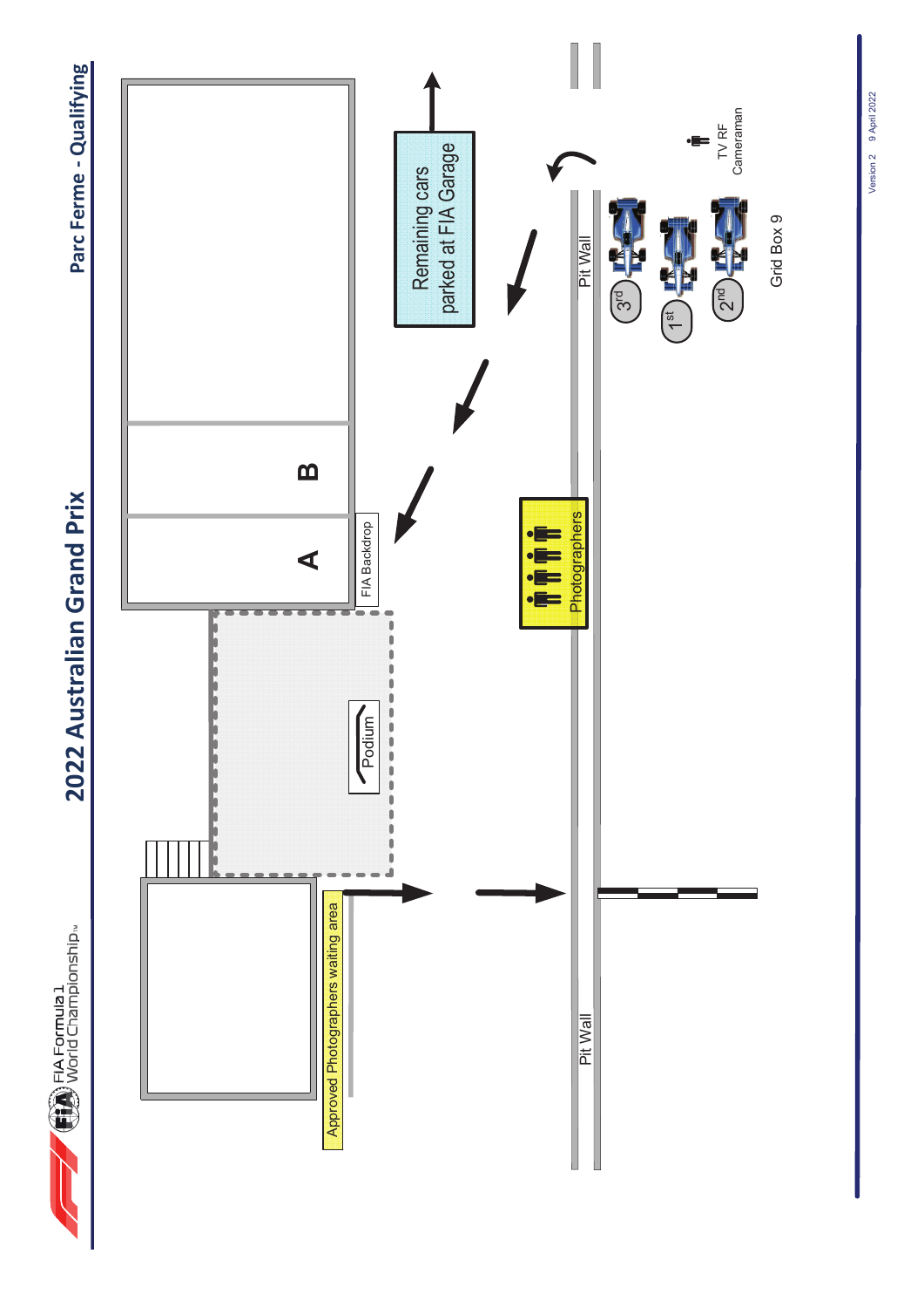# 2022 Australian Grand Prix

## Parc Ferme - Qualifying

Approved Photographers waiting area

Podium

FIA Backdrop

A

B

Remaining cars parked at FIA Garage

Photographers

Pit Wall

Pit Wall

3rd

1st

2nd

Grid Box 9

TV RF Cameraman

Version 2 9 April 2022